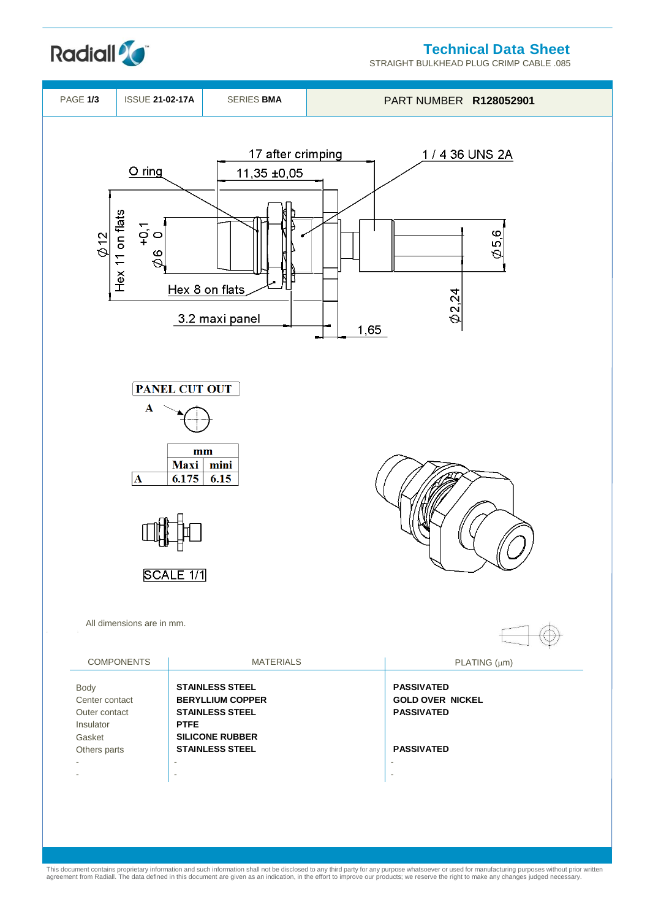# Technical Data Sheet

STRAIGHT BULKHEAD PLUG CRIMP CABLE .085

| PAGE **1/3** | ISSUE **21-02-17A** | SERIES **BMA** | PART NUMBER **R128052901** |
|---|---|---|---|

17 after crimping

11,35 ±0,05

1 / 4 36 UNS 2A

O ring

Ø12

Hex 11 on flats

Ø6 +0,1 0

Hex 8 on flats

Ø5,6

Ø2,24

3.2 maxi panel

1,65

**PANEL CUT OUT**

A

| | mm | |
|---|---|---|
| | Maxi | mini |
| A | 6.175 | 6.15 |

SCALE 1/1

All dimensions are in mm.

| COMPONENTS | MATERIALS | PLATING (µm) |
|---|---|---|
| Body | **STAINLESS STEEL** | **PASSIVATED** |
| Center contact | **BERYLLIUM COPPER** | **GOLD OVER NICKEL** |
| Outer contact | **STAINLESS STEEL** | **PASSIVATED** |
| Insulator | **PTFE** | |
| Gasket | **SILICONE RUBBER** | |
| Others parts | **STAINLESS STEEL** | **PASSIVATED** |
| - | - | - |
| - | - | - |

This document contains proprietary information and such information shall not be disclosed to any third party for any purpose whatsoever or used for manufacturing purposes without prior written agreement from Radiall. The data defined in this document are given as an indication, in the effort to improve our products; we reserve the right to make any changes judged necessary.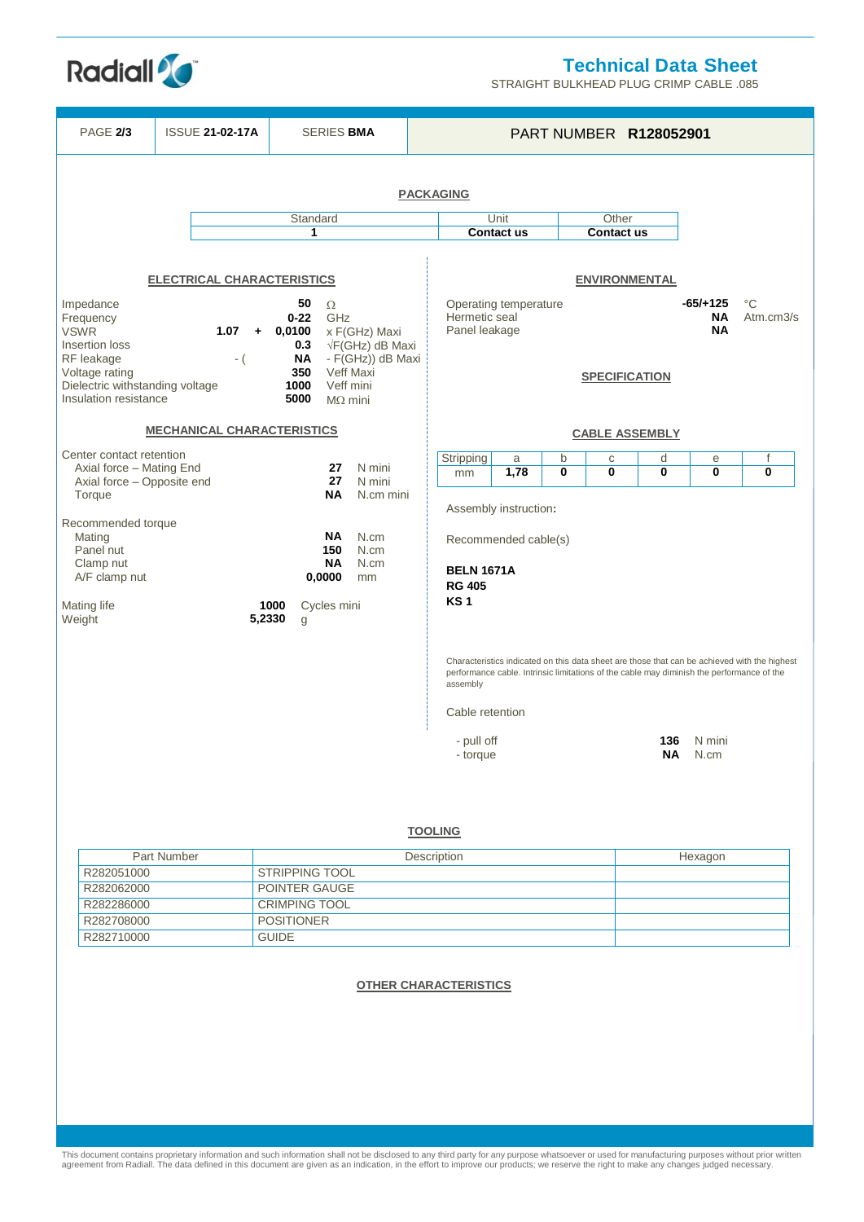# Technical Data Sheet

STRAIGHT BULKHEAD PLUG CRIMP CABLE .085

| PAGE **2/3** | ISSUE **21-02-17A** | SERIES **BMA** | PART NUMBER **R128052901** |
|---|---|---|---|

## PACKAGING

| Standard | Unit | Other |
|---|---|---|
| **1** | **Contact us** | **Contact us** |

## ELECTRICAL CHARACTERISTICS

| | | |
|---|---|---|
| Impedance | **50** | Ω |
| Frequency | **0-22** | GHz |
| VSWR | **1.07 + 0,0100** | x F(GHz) Maxi |
| Insertion loss | **0.3** | √F(GHz) dB Maxi |
| RF leakage | - ( **NA** | - F(GHz)) dB Maxi |
| Voltage rating | **350** | Veff Maxi |
| Dielectric withstanding voltage | **1000** | Veff mini |
| Insulation resistance | **5000** | MΩ mini |

## ENVIRONMENTAL

| | | |
|---|---|---|
| Operating temperature | **-65/+125** | °C |
| Hermetic seal | **NA** | Atm.cm3/s |
| Panel leakage | **NA** | |

## SPECIFICATION

## MECHANICAL CHARACTERISTICS

Center contact retention

| | | |
|---|---|---|
| Axial force – Mating End | **27** | N mini |
| Axial force – Opposite end | **27** | N mini |
| Torque | **NA** | N.cm mini |

Recommended torque

| | | |
|---|---|---|
| Mating | **NA** | N.cm |
| Panel nut | **150** | N.cm |
| Clamp nut | **NA** | N.cm |
| A/F clamp nut | **0,0000** | mm |

| | | |
|---|---|---|
| Mating life | **1000** | Cycles mini |
| Weight | **5,2330** | g |

## CABLE ASSEMBLY

| Stripping | a | b | c | d | e | f |
|---|---|---|---|---|---|---|
| mm | **1,78** | **0** | **0** | **0** | **0** | **0** |

Assembly instruction:

Recommended cable(s)

**BELN 1671A**
**RG 405**
**KS 1**

Characteristics indicated on this data sheet are those that can be achieved with the highest performance cable. Intrinsic limitations of the cable may diminish the performance of the assembly

Cable retention

| | | |
|---|---|---|
| - pull off | **136** | N mini |
| - torque | **NA** | N.cm |

## TOOLING

| Part Number | Description | Hexagon |
|---|---|---|
| R282051000 | STRIPPING TOOL | |
| R282062000 | POINTER GAUGE | |
| R282286000 | CRIMPING TOOL | |
| R282708000 | POSITIONER | |
| R282710000 | GUIDE | |

## OTHER CHARACTERISTICS

This document contains proprietary information and such information shall not be disclosed to any third party for any purpose whatsoever or used for manufacturing purposes without prior written agreement from Radiall. The data defined in this document are given as an indication, in the effort to improve our products; we reserve the right to make any changes judged necessary.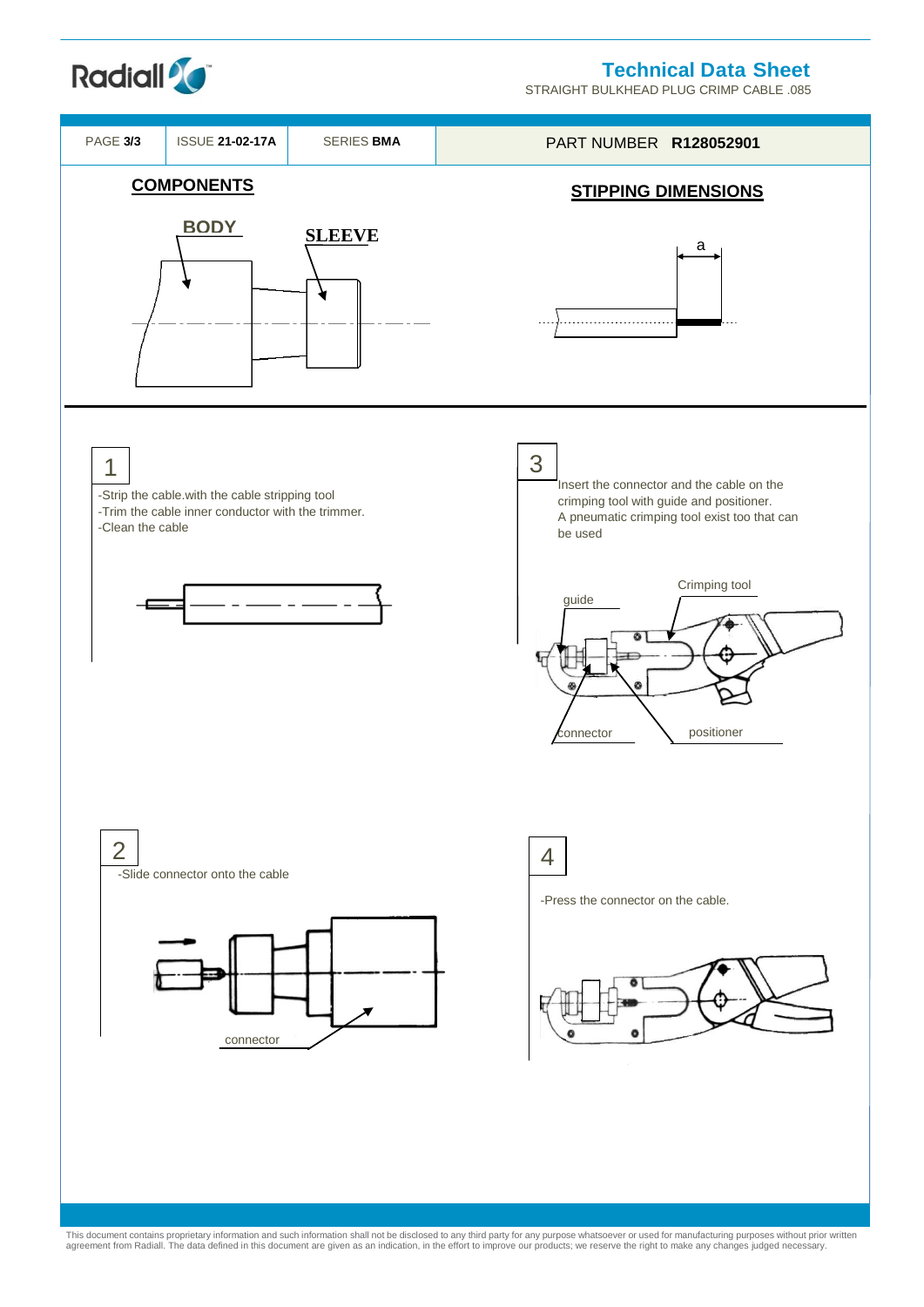| PAGE 3/3 | ISSUE 21-02-17A | SERIES BMA | PART NUMBER R128052901 |
|---|---|---|---|

## COMPONENTS

BODY

SLEEVE

## STIPPING DIMENSIONS

a

### 1

-Strip the cable.with the cable stripping tool
-Trim the cable inner conductor with the trimmer.
-Clean the cable

### 3

Insert the connector and the cable on the crimping tool with guide and positioner.
A pneumatic crimping tool exist too that can be used

guide

Crimping tool

connector

positioner

### 2

-Slide connector onto the cable

connector

### 4

-Press the connector on the cable.

This document contains proprietary information and such information shall not be disclosed to any third party for any purpose whatsoever or used for manufacturing purposes without prior written agreement from Radiall. The data defined in this document are given as an indication, in the effort to improve our products; we reserve the right to make any changes judged necessary.